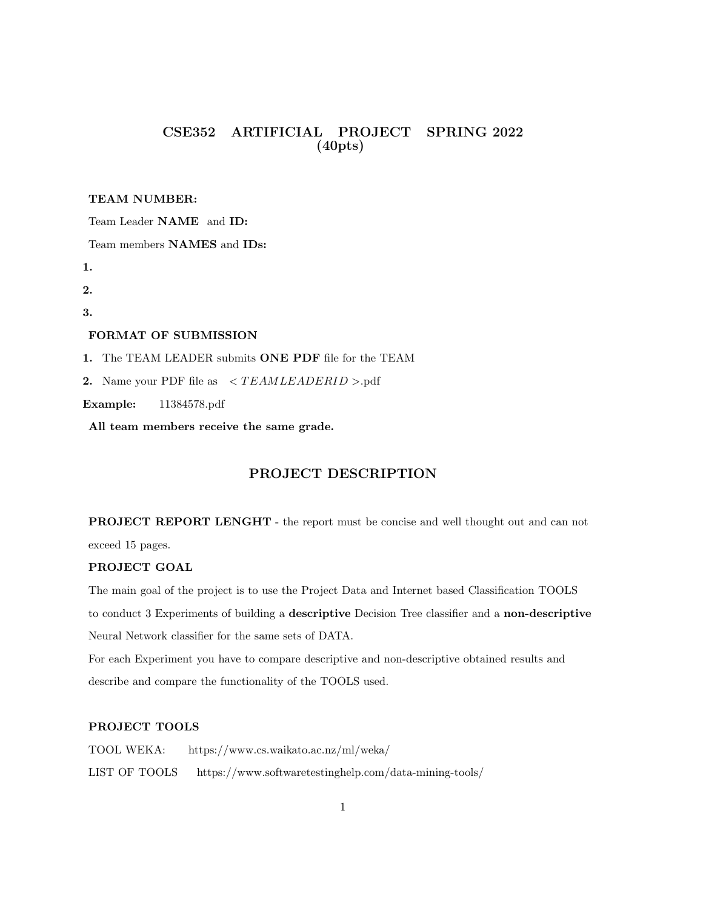# CSE352 ARTIFICIAL PROJECT SPRING 2022 (40pts)

**TEAM NUMBER:**

Team Leader **NAME** and **ID:**

Team members **NAMES** and **IDs:**

**1.**

**2.**

**3.**

**FORMAT OF SUBMISSION**

**1.** The TEAM LEADER submits **ONE PDF** file for the TEAM

**2.** Name your PDF file as $< TEAMLEADERID >$.pdf

**Example:** 11384578.pdf

**All team members receive the same grade.**

## PROJECT DESCRIPTION

**PROJECT REPORT LENGHT** - the report must be concise and well thought out and can not exceed 15 pages.

**PROJECT GOAL**

The main goal of the project is to use the Project Data and Internet based Classification TOOLS to conduct 3 Experiments of building a **descriptive** Decision Tree classifier and a **non-descriptive** Neural Network classifier for the same sets of DATA.

For each Experiment you have to compare descriptive and non-descriptive obtained results and describe and compare the functionality of the TOOLS used.

**PROJECT TOOLS**

TOOL WEKA: https://www.cs.waikato.ac.nz/ml/weka/

LIST OF TOOLS https://www.softwaretestinghelp.com/data-mining-tools/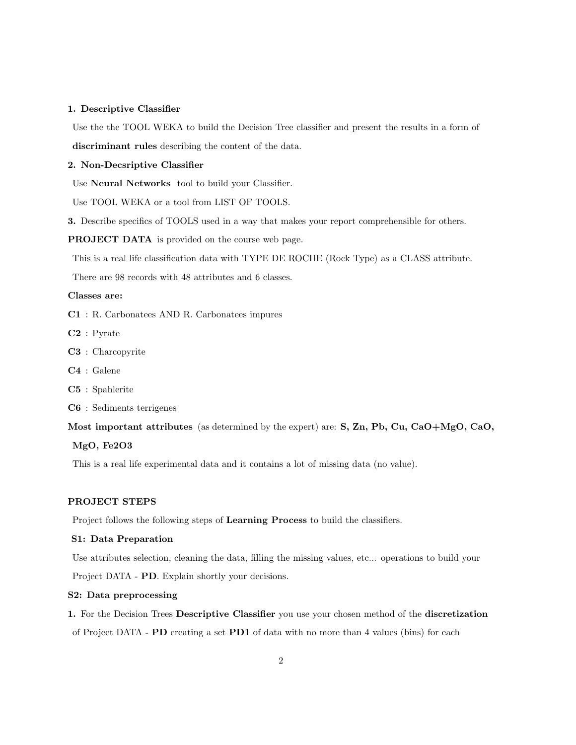**1. Descriptive Classifier**

Use the the TOOL WEKA to build the Decision Tree classifier and present the results in a form of **discriminant rules** describing the content of the data.

**2. Non-Decsriptive Classifier**

Use **Neural Networks** tool to build your Classifier.

Use TOOL WEKA or a tool from LIST OF TOOLS.

**3.** Describe specifics of TOOLS used in a way that makes your report comprehensible for others.

**PROJECT DATA** is provided on the course web page.

This is a real life classification data with TYPE DE ROCHE (Rock Type) as a CLASS attribute.

There are 98 records with 48 attributes and 6 classes.

**Classes are:**

**C1** : R. Carbonatees AND R. Carbonatees impures

**C2** : Pyrate

**C3** : Charcopyrite

**C4** : Galene

**C5** : Spahlerite

**C6** : Sediments terrigenes

**Most important attributes** (as determined by the expert) are: **S, Zn, Pb, Cu, CaO+MgO, CaO, MgO, Fe2O3**

This is a real life experimental data and it contains a lot of missing data (no value).

**PROJECT STEPS**

Project follows the following steps of **Learning Process** to build the classifiers.

**S1: Data Preparation**

Use attributes selection, cleaning the data, filling the missing values, etc... operations to build your Project DATA - **PD**. Explain shortly your decisions.

**S2: Data preprocessing**

**1.** For the Decision Trees **Descriptive Classifier** you use your chosen method of the **discretization** of Project DATA - **PD** creating a set **PD1** of data with no more than 4 values (bins) for each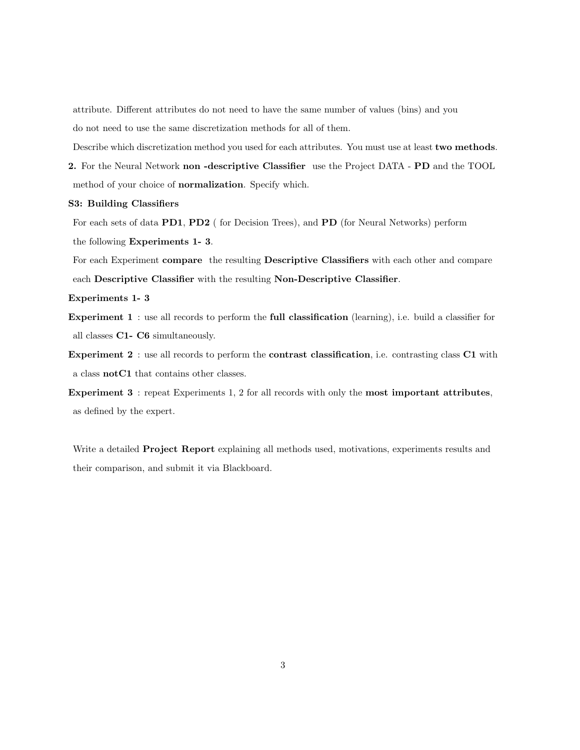attribute. Different attributes do not need to have the same number of values (bins) and you do not need to use the same discretization methods for all of them.

Describe which discretization method you used for each attributes. You must use at least **two methods**.

**2.** For the Neural Network **non -descriptive Classifier** use the Project DATA - **PD** and the TOOL method of your choice of **normalization**. Specify which.

**S3: Building Classifiers**

For each sets of data **PD1**, **PD2** ( for Decision Trees), and **PD** (for Neural Networks) perform the following **Experiments 1- 3**.

For each Experiment **compare** the resulting **Descriptive Classifiers** with each other and compare each **Descriptive Classifier** with the resulting **Non-Descriptive Classifier**.

**Experiments 1- 3**

**Experiment 1** : use all records to perform the **full classification** (learning), i.e. build a classifier for all classes **C1- C6** simultaneously.

**Experiment 2** : use all records to perform the **contrast classification**, i.e. contrasting class **C1** with a class **notC1** that contains other classes.

**Experiment 3** : repeat Experiments 1, 2 for all records with only the **most important attributes**, as defined by the expert.

Write a detailed **Project Report** explaining all methods used, motivations, experiments results and their comparison, and submit it via Blackboard.